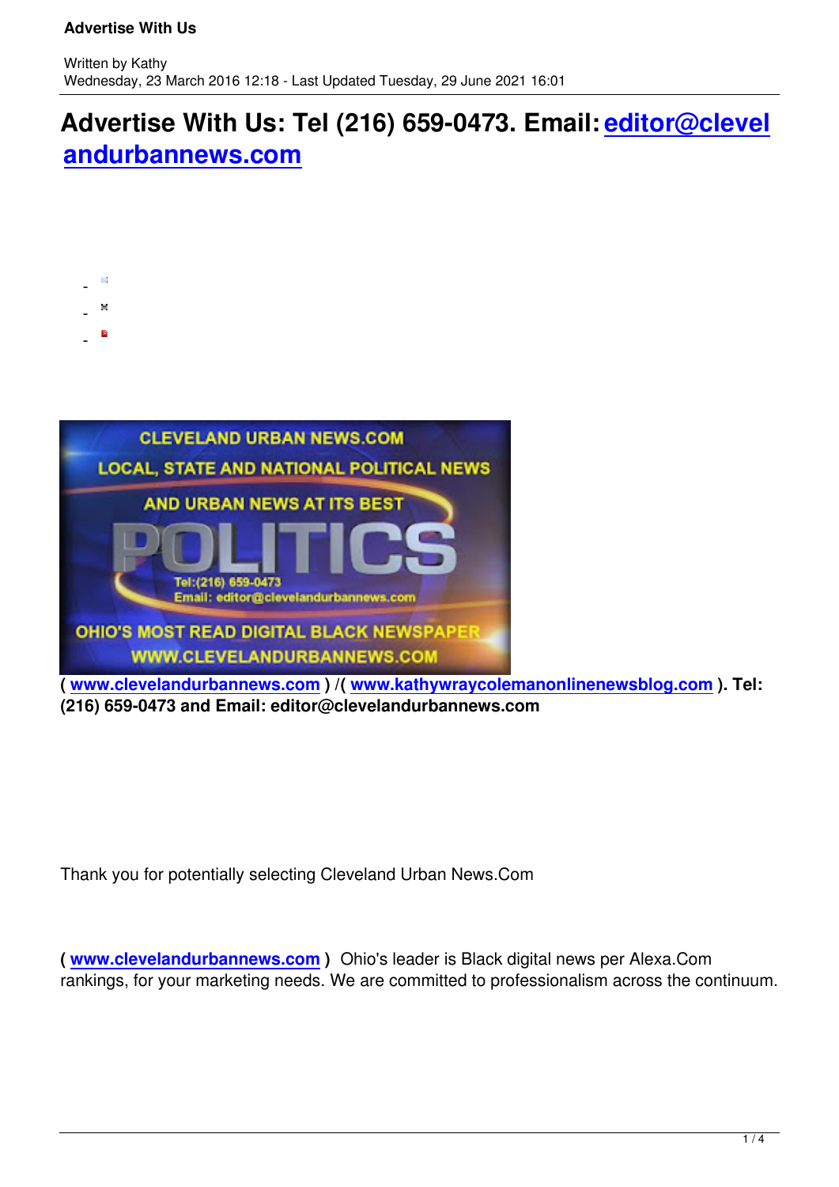# Advertise With Us: Tel (216) 659-0473. Email: editor@clevelandurbannews.com

**( www.clevelandurbannews.com ) /( www.kathywraycolemanonlinenewsblog.com ). Tel: (216) 659-0473 and Email: editor@clevelandurbannews.com**

Thank you for potentially selecting Cleveland Urban News.Com

**( www.clevelandurbannews.com )** Ohio's leader is Black digital news per Alexa.Com rankings, for your marketing needs. We are committed to professionalism across the continuum.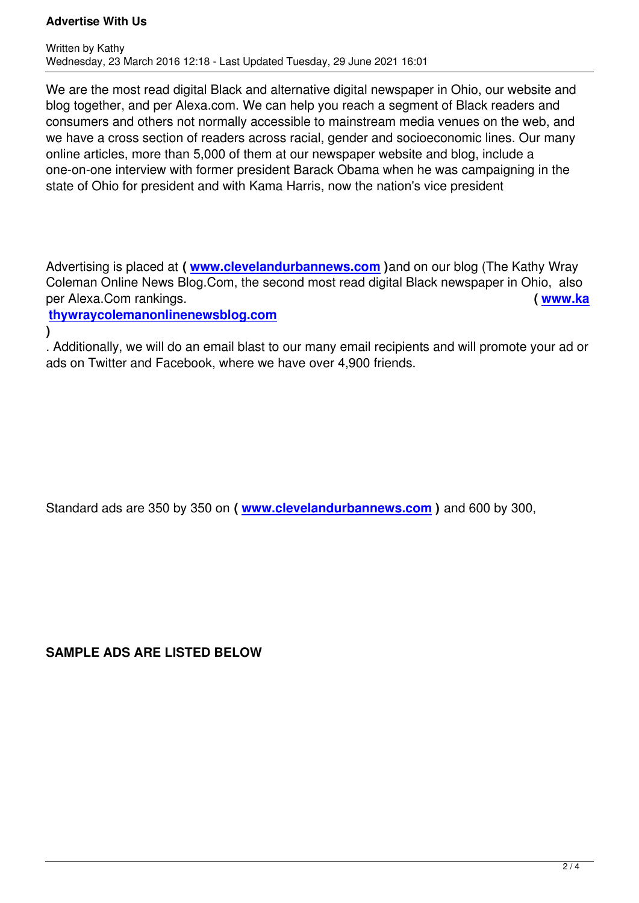We are the most read digital Black and alternative digital newspaper in Ohio, our website and blog together, and per Alexa.com. We can help you reach a segment of Black readers and consumers and others not normally accessible to mainstream media venues on the web, and we have a cross section of readers across racial, gender and socioeconomic lines. Our many online articles, more than 5,000 of them at our newspaper website and blog, include a one-on-one interview with former president Barack Obama when he was campaigning in the state of Ohio for president and with Kama Harris, now the nation's vice president

Advertising is placed at **( www.clevelandurbannews.com )**and on our blog (The Kathy Wray Coleman Online News Blog.Com, the second most read digital Black newspaper in Ohio, also per Alexa.Com rankings. **( www.kathywraycolemanonlinenewsblog.com )**. Additionally, we will do an email blast to our many email recipients and will promote your ad or ads on Twitter and Facebook, where we have over 4,900 friends.

Standard ads are 350 by 350 on **( www.clevelandurbannews.com )** and 600 by 300,

**SAMPLE ADS ARE LISTED BELOW**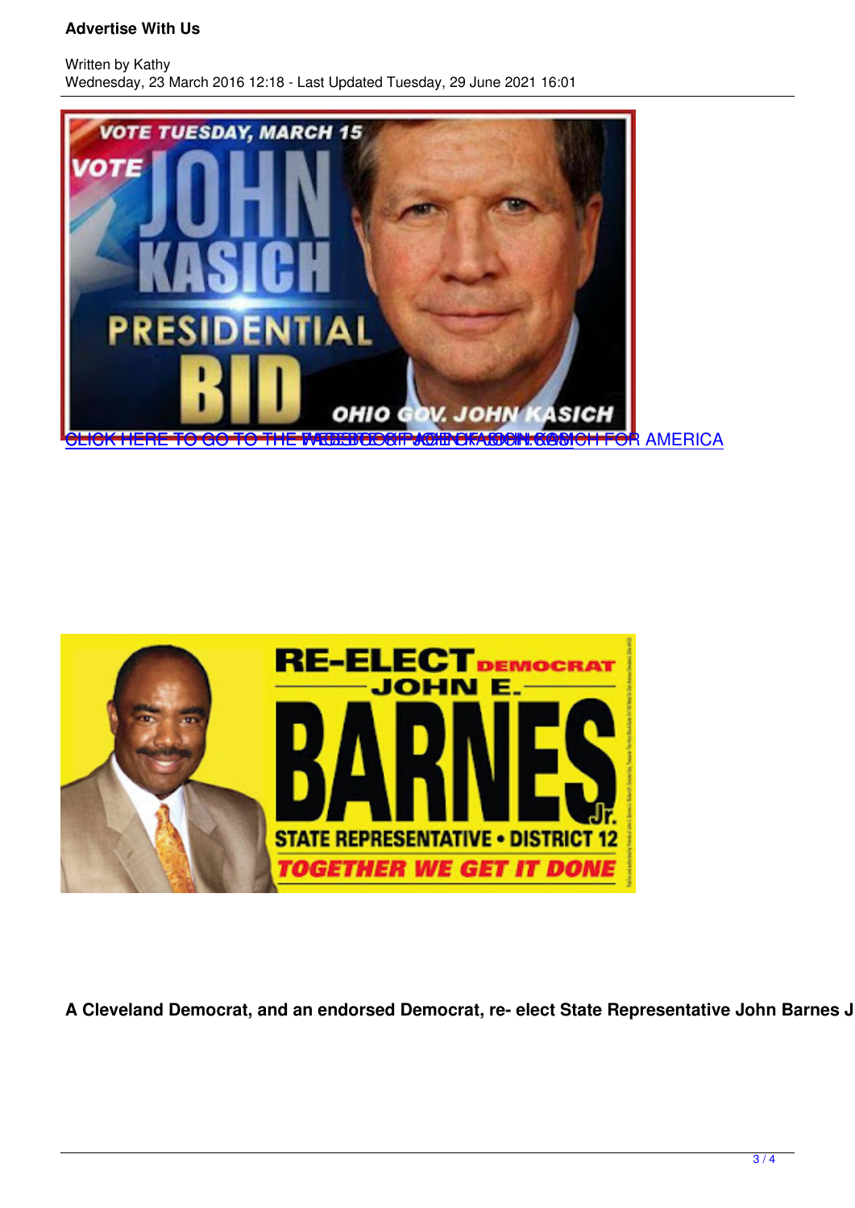CLICK HERE TO GO TO THE WEBSITE OF JOHN KASICH FOR AMERICA

**A Cleveland Democrat, and an endorsed Democrat, re- elect State Representative John Barnes J**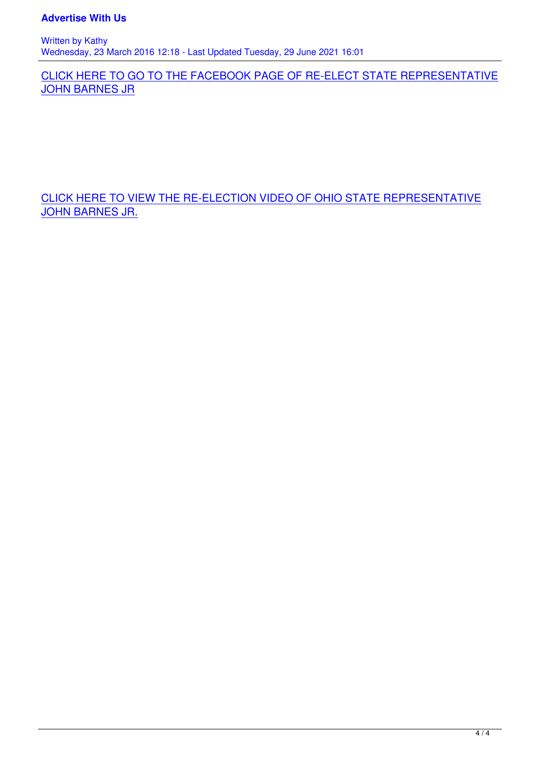CLICK HERE TO GO TO THE FACEBOOK PAGE OF RE-ELECT STATE REPRESENTATIVE JOHN BARNES JR

CLICK HERE TO VIEW THE RE-ELECTION VIDEO OF OHIO STATE REPRESENTATIVE JOHN BARNES JR.